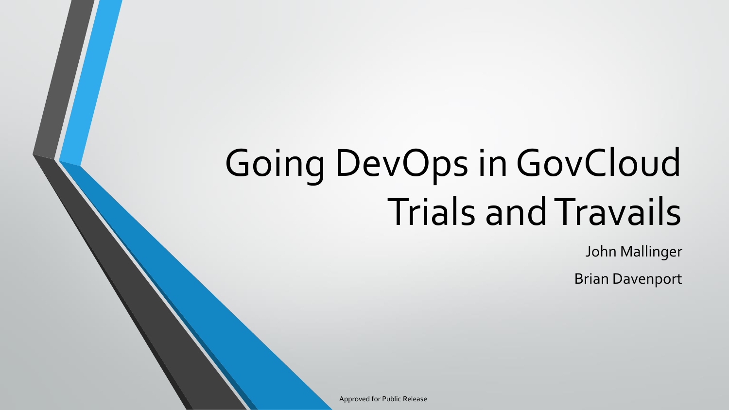# Going DevOps in GovCloud Trials and Travails

John Mallinger

Brian Davenport

Approved for Public Release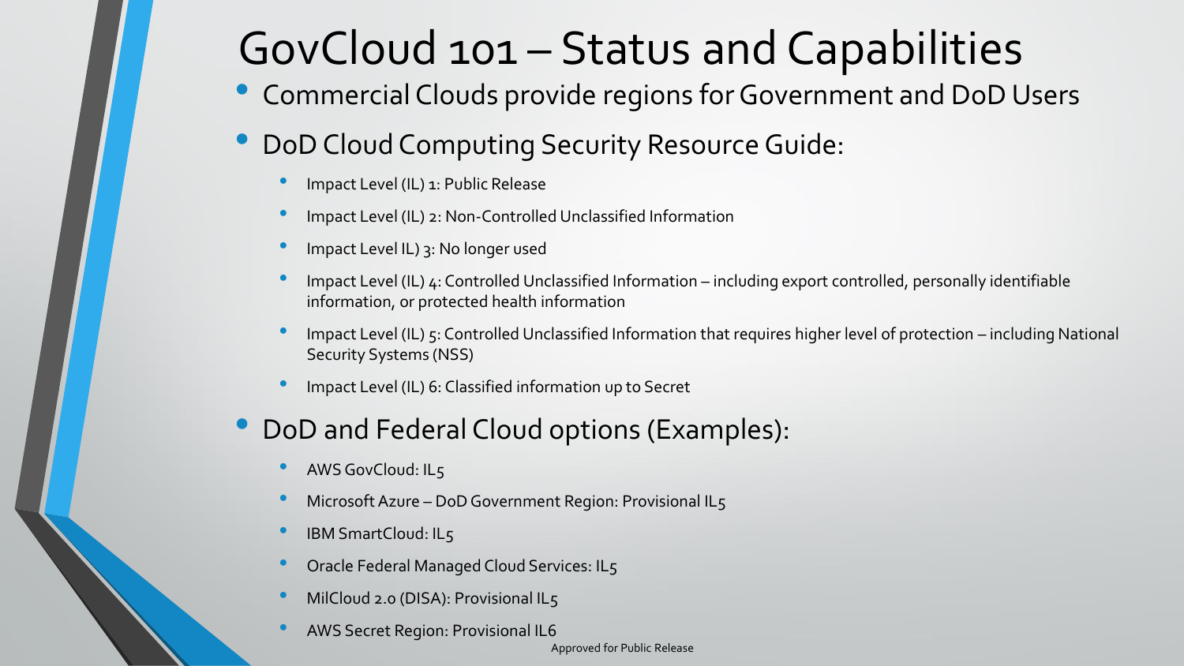# GovCloud 101 – Status and Capabilities

- Commercial Clouds provide regions for Government and DoD Users
- DoD Cloud Computing Security Resource Guide:
  - Impact Level (IL) 1: Public Release
  - Impact Level (IL) 2: Non-Controlled Unclassified Information
  - Impact Level IL) 3: No longer used
  - Impact Level (IL) 4: Controlled Unclassified Information – including export controlled, personally identifiable information, or protected health information
  - Impact Level (IL) 5: Controlled Unclassified Information that requires higher level of protection – including National Security Systems (NSS)
  - Impact Level (IL) 6: Classified information up to Secret
- DoD and Federal Cloud options (Examples):
  - AWS GovCloud: IL5
  - Microsoft Azure – DoD Government Region: Provisional IL5
  - IBM SmartCloud: IL5
  - Oracle Federal Managed Cloud Services: IL5
  - MilCloud 2.0 (DISA): Provisional IL5
  - AWS Secret Region: Provisional IL6

Approved for Public Release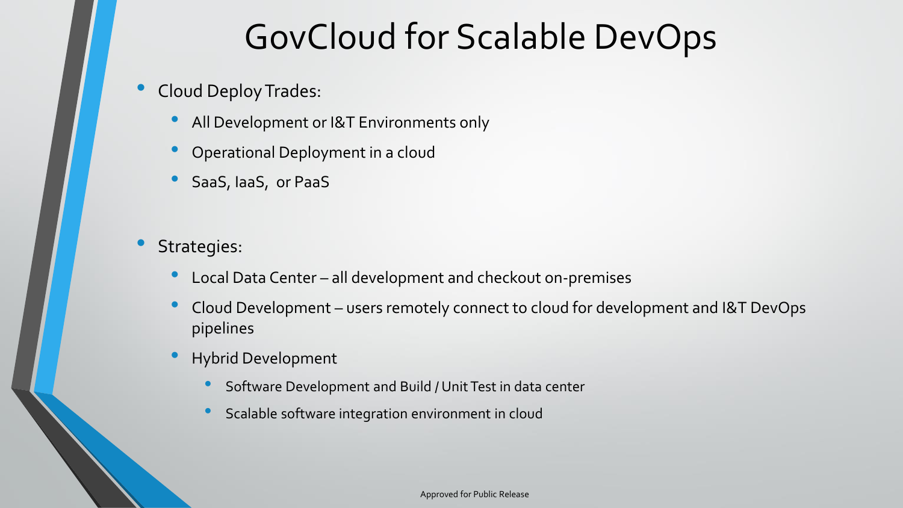# GovCloud for Scalable DevOps

- Cloud Deploy Trades:
  - All Development or I&T Environments only
  - Operational Deployment in a cloud
  - SaaS, IaaS, or PaaS

- Strategies:
  - Local Data Center – all development and checkout on-premises
  - Cloud Development – users remotely connect to cloud for development and I&T DevOps pipelines
  - Hybrid Development
    - Software Development and Build / Unit Test in data center
    - Scalable software integration environment in cloud

Approved for Public Release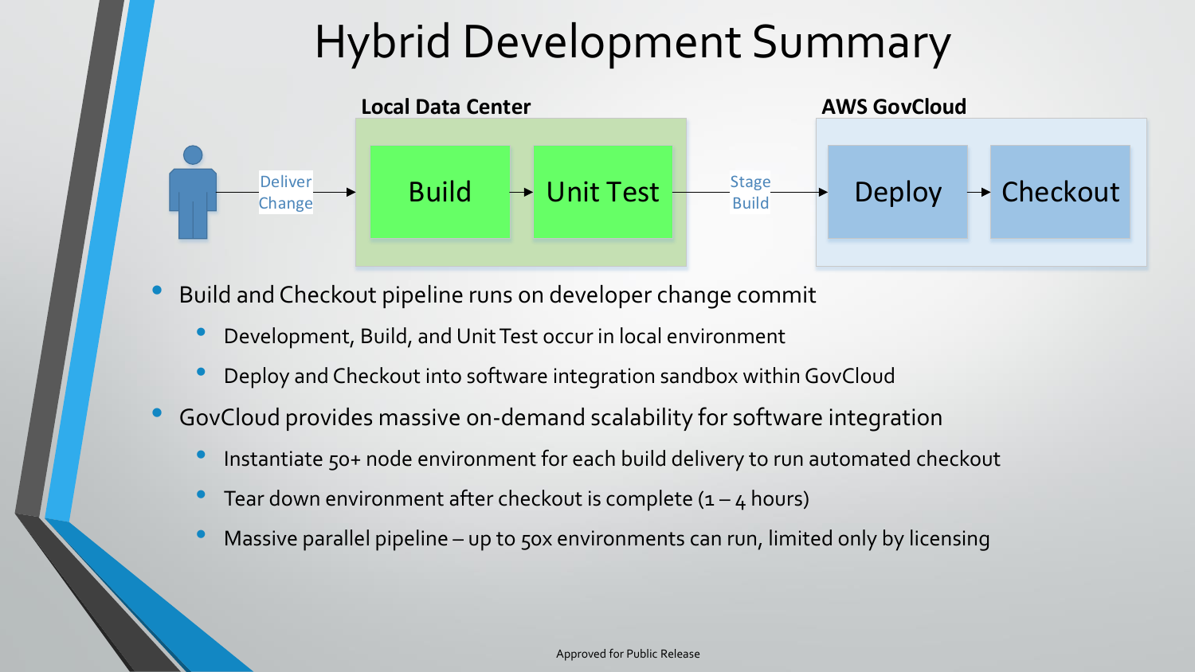# Hybrid Development Summary

**Local Data Center**

Deliver Change → Build → Unit Test → Stage Build →

**AWS GovCloud**

Deploy → Checkout

- Build and Checkout pipeline runs on developer change commit
  - Development, Build, and Unit Test occur in local environment
  - Deploy and Checkout into software integration sandbox within GovCloud
- GovCloud provides massive on-demand scalability for software integration
  - Instantiate 50+ node environment for each build delivery to run automated checkout
  - Tear down environment after checkout is complete (1 – 4 hours)
  - Massive parallel pipeline – up to 50x environments can run, limited only by licensing

Approved for Public Release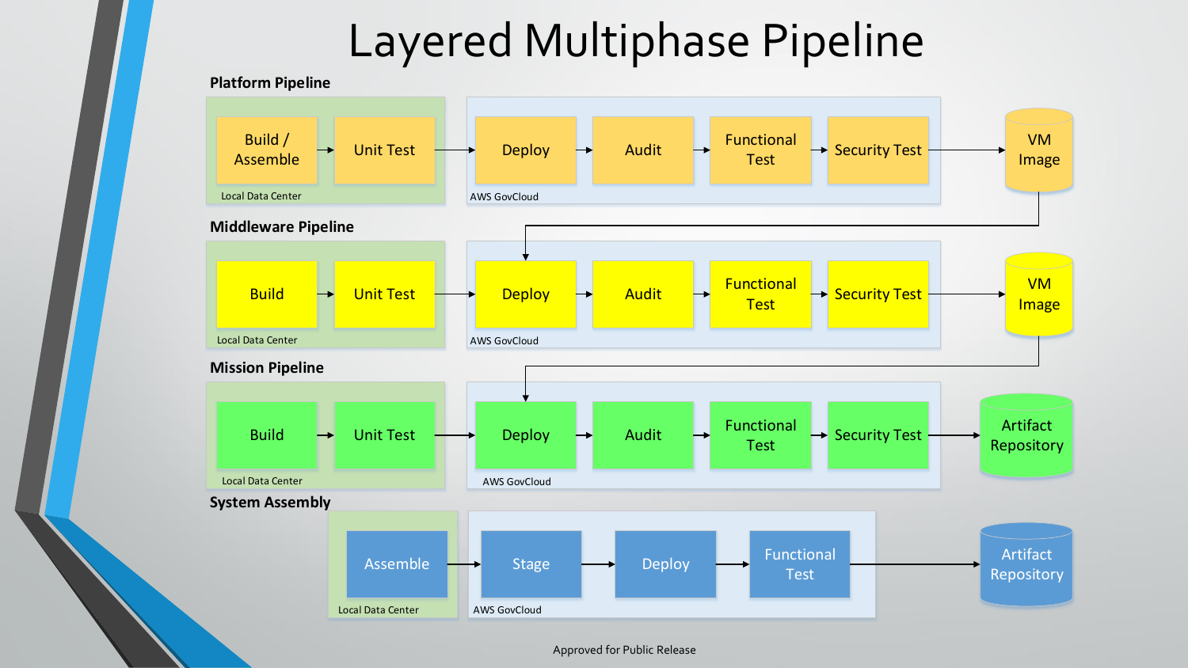# Layered Multiphase Pipeline

**Platform Pipeline**

Local Data Center: Build / Assemble → Unit Test

AWS GovCloud: Deploy → Audit → Functional Test → Security Test

→ VM Image

**Middleware Pipeline**

Local Data Center: Build → Unit Test

AWS GovCloud: Deploy → Audit → Functional Test → Security Test

→ VM Image

**Mission Pipeline**

Local Data Center: Build → Unit Test

AWS GovCloud: Deploy → Audit → Functional Test → Security Test

→ Artifact Repository

**System Assembly**

Local Data Center: Assemble

AWS GovCloud: Stage → Deploy → Functional Test

→ Artifact Repository

Approved for Public Release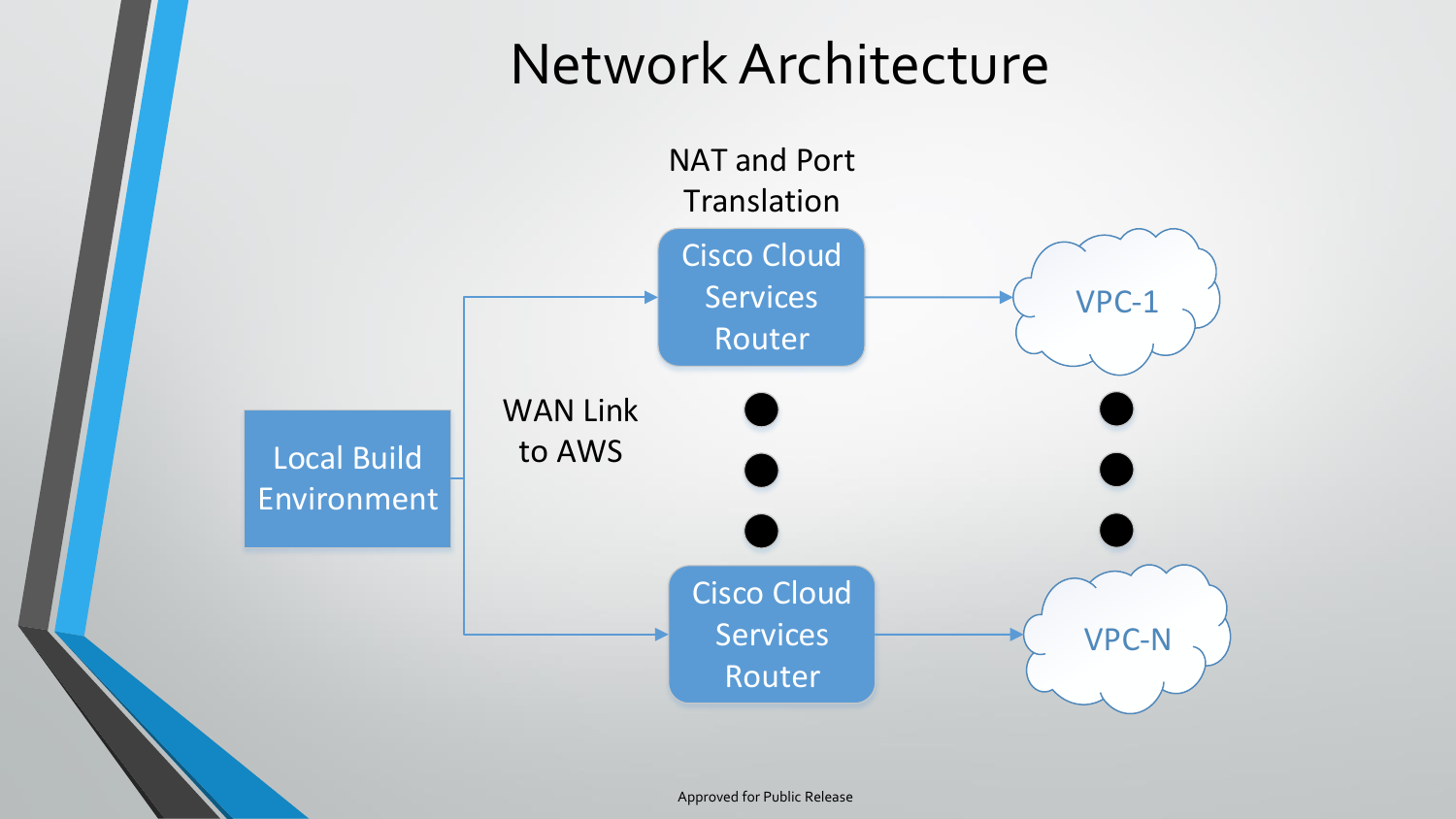# Network Architecture

NAT and Port Translation

Local Build Environment

WAN Link to AWS

Cisco Cloud Services Router

VPC-1

Cisco Cloud Services Router

VPC-N

Approved for Public Release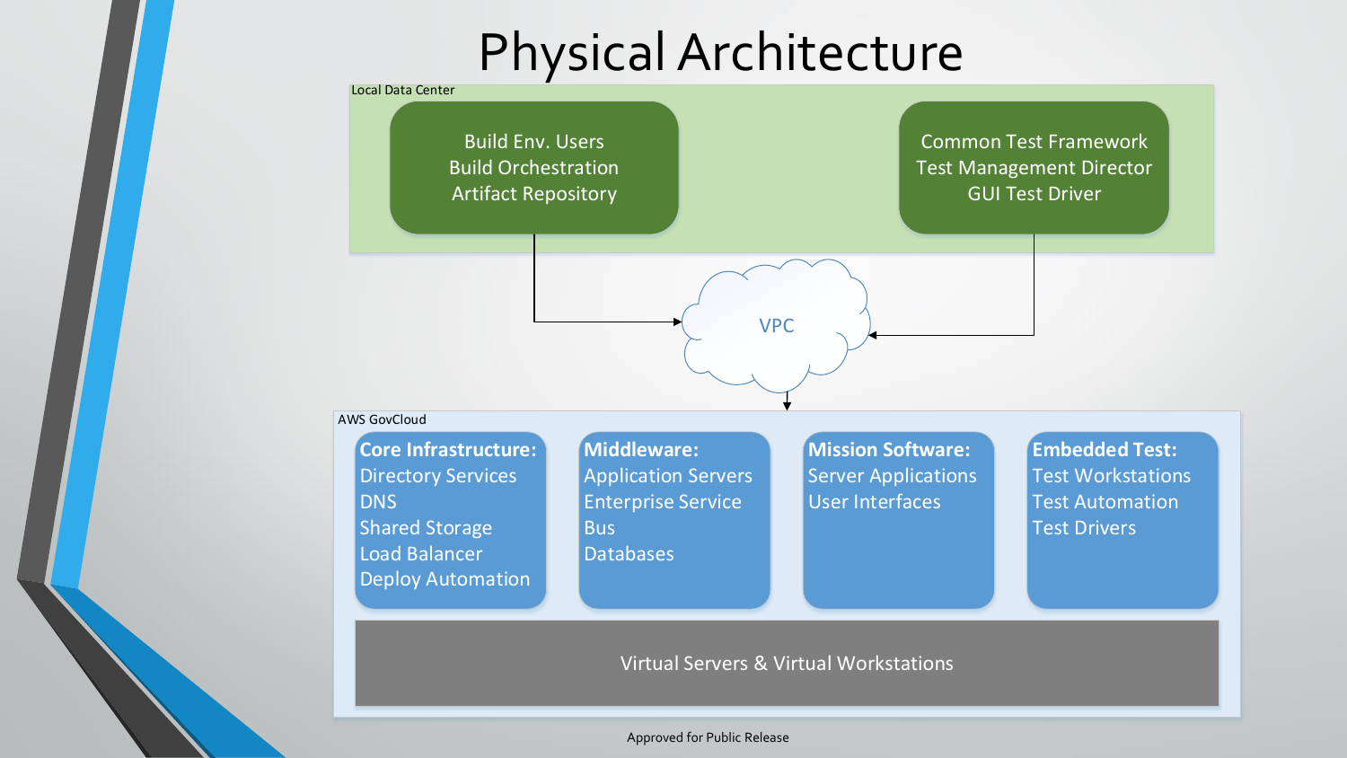# Physical Architecture

Local Data Center

Build Env. Users
Build Orchestration
Artifact Repository

Common Test Framework
Test Management Director
GUI Test Driver

VPC

AWS GovCloud

**Core Infrastructure:**
Directory Services
DNS
Shared Storage
Load Balancer
Deploy Automation

**Middleware:**
Application Servers
Enterprise Service Bus
Databases

**Mission Software:**
Server Applications
User Interfaces

**Embedded Test:**
Test Workstations
Test Automation
Test Drivers

Virtual Servers & Virtual Workstations

Approved for Public Release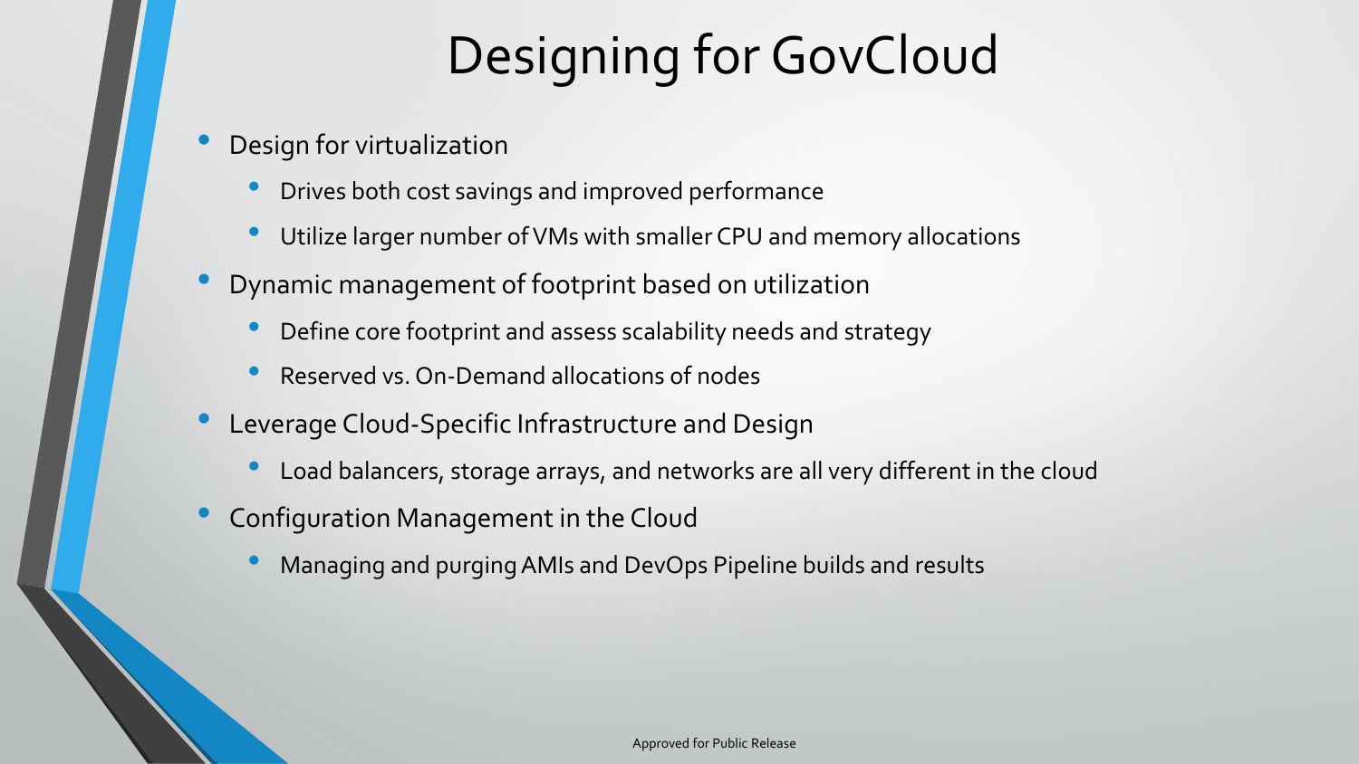# Designing for GovCloud

- Design for virtualization
  - Drives both cost savings and improved performance
  - Utilize larger number of VMs with smaller CPU and memory allocations
- Dynamic management of footprint based on utilization
  - Define core footprint and assess scalability needs and strategy
  - Reserved vs. On-Demand allocations of nodes
- Leverage Cloud-Specific Infrastructure and Design
  - Load balancers, storage arrays, and networks are all very different in the cloud
- Configuration Management in the Cloud
  - Managing and purging AMIs and DevOps Pipeline builds and results

Approved for Public Release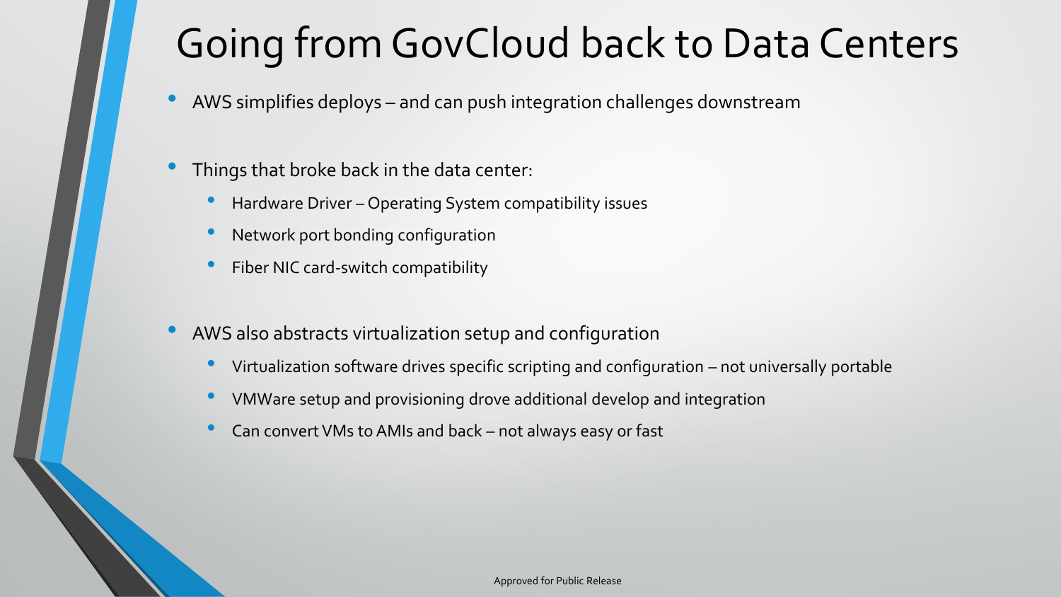# Going from GovCloud back to Data Centers

- AWS simplifies deploys – and can push integration challenges downstream
- Things that broke back in the data center:
  - Hardware Driver – Operating System compatibility issues
  - Network port bonding configuration
  - Fiber NIC card-switch compatibility
- AWS also abstracts virtualization setup and configuration
  - Virtualization software drives specific scripting and configuration – not universally portable
  - VMWare setup and provisioning drove additional develop and integration
  - Can convert VMs to AMIs and back – not always easy or fast

Approved for Public Release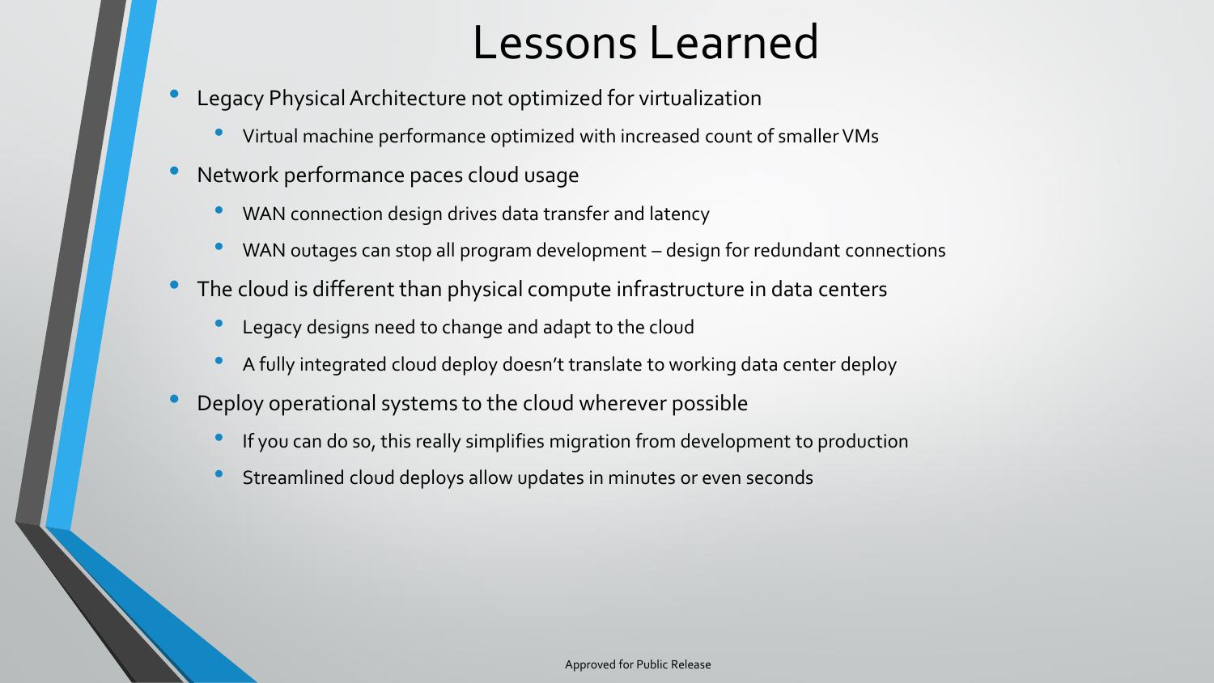# Lessons Learned

- Legacy Physical Architecture not optimized for virtualization
  - Virtual machine performance optimized with increased count of smaller VMs
- Network performance paces cloud usage
  - WAN connection design drives data transfer and latency
  - WAN outages can stop all program development – design for redundant connections
- The cloud is different than physical compute infrastructure in data centers
  - Legacy designs need to change and adapt to the cloud
  - A fully integrated cloud deploy doesn't translate to working data center deploy
- Deploy operational systems to the cloud wherever possible
  - If you can do so, this really simplifies migration from development to production
  - Streamlined cloud deploys allow updates in minutes or even seconds

Approved for Public Release